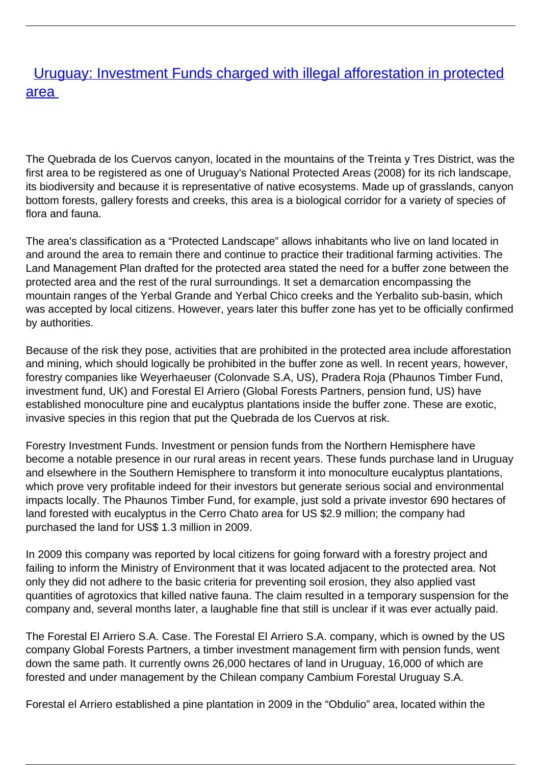# [Uruguay: Investment Funds charged with illegal afforestation in protected area](#)

The Quebrada de los Cuervos canyon, located in the mountains of the Treinta y Tres District, was the first area to be registered as one of Uruguay's National Protected Areas (2008) for its rich landscape, its biodiversity and because it is representative of native ecosystems. Made up of grasslands, canyon bottom forests, gallery forests and creeks, this area is a biological corridor for a variety of species of flora and fauna.

The area's classification as a “Protected Landscape” allows inhabitants who live on land located in and around the area to remain there and continue to practice their traditional farming activities. The Land Management Plan drafted for the protected area stated the need for a buffer zone between the protected area and the rest of the rural surroundings. It set a demarcation encompassing the mountain ranges of the Yerbal Grande and Yerbal Chico creeks and the Yerbalito sub-basin, which was accepted by local citizens. However, years later this buffer zone has yet to be officially confirmed by authorities.

Because of the risk they pose, activities that are prohibited in the protected area include afforestation and mining, which should logically be prohibited in the buffer zone as well. In recent years, however, forestry companies like Weyerhaeuser (Colonvade S.A, US), Pradera Roja (Phaunos Timber Fund, investment fund, UK) and Forestal El Arriero (Global Forests Partners, pension fund, US) have established monoculture pine and eucalyptus plantations inside the buffer zone. These are exotic, invasive species in this region that put the Quebrada de los Cuervos at risk.

Forestry Investment Funds. Investment or pension funds from the Northern Hemisphere have become a notable presence in our rural areas in recent years. These funds purchase land in Uruguay and elsewhere in the Southern Hemisphere to transform it into monoculture eucalyptus plantations, which prove very profitable indeed for their investors but generate serious social and environmental impacts locally. The Phaunos Timber Fund, for example, just sold a private investor 690 hectares of land forested with eucalyptus in the Cerro Chato area for US $2.9 million; the company had purchased the land for US$ 1.3 million in 2009.

In 2009 this company was reported by local citizens for going forward with a forestry project and failing to inform the Ministry of Environment that it was located adjacent to the protected area. Not only they did not adhere to the basic criteria for preventing soil erosion, they also applied vast quantities of agrotoxics that killed native fauna. The claim resulted in a temporary suspension for the company and, several months later, a laughable fine that still is unclear if it was ever actually paid.

The Forestal El Arriero S.A. Case. The Forestal El Arriero S.A. company, which is owned by the US company Global Forests Partners, a timber investment management firm with pension funds, went down the same path. It currently owns 26,000 hectares of land in Uruguay, 16,000 of which are forested and under management by the Chilean company Cambium Forestal Uruguay S.A.

Forestal el Arriero established a pine plantation in 2009 in the “Obdulio” area, located within the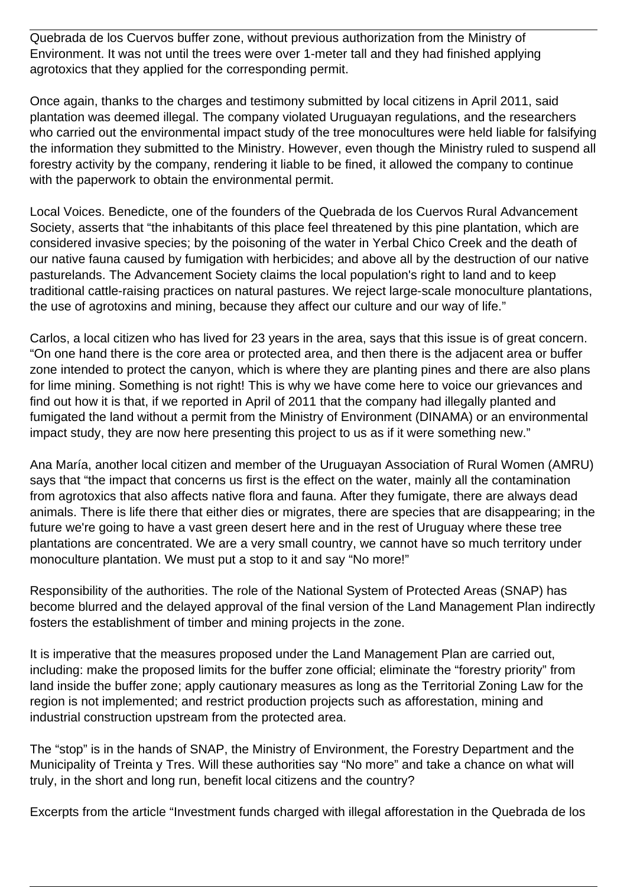Quebrada de los Cuervos buffer zone, without previous authorization from the Ministry of Environment. It was not until the trees were over 1-meter tall and they had finished applying agrotoxics that they applied for the corresponding permit.

Once again, thanks to the charges and testimony submitted by local citizens in April 2011, said plantation was deemed illegal. The company violated Uruguayan regulations, and the researchers who carried out the environmental impact study of the tree monocultures were held liable for falsifying the information they submitted to the Ministry. However, even though the Ministry ruled to suspend all forestry activity by the company, rendering it liable to be fined, it allowed the company to continue with the paperwork to obtain the environmental permit.

Local Voices. Benedicte, one of the founders of the Quebrada de los Cuervos Rural Advancement Society, asserts that "the inhabitants of this place feel threatened by this pine plantation, which are considered invasive species; by the poisoning of the water in Yerbal Chico Creek and the death of our native fauna caused by fumigation with herbicides; and above all by the destruction of our native pasturelands. The Advancement Society claims the local population's right to land and to keep traditional cattle-raising practices on natural pastures. We reject large-scale monoculture plantations, the use of agrotoxins and mining, because they affect our culture and our way of life."

Carlos, a local citizen who has lived for 23 years in the area, says that this issue is of great concern. "On one hand there is the core area or protected area, and then there is the adjacent area or buffer zone intended to protect the canyon, which is where they are planting pines and there are also plans for lime mining. Something is not right! This is why we have come here to voice our grievances and find out how it is that, if we reported in April of 2011 that the company had illegally planted and fumigated the land without a permit from the Ministry of Environment (DINAMA) or an environmental impact study, they are now here presenting this project to us as if it were something new."

Ana María, another local citizen and member of the Uruguayan Association of Rural Women (AMRU) says that "the impact that concerns us first is the effect on the water, mainly all the contamination from agrotoxics that also affects native flora and fauna. After they fumigate, there are always dead animals. There is life there that either dies or migrates, there are species that are disappearing; in the future we're going to have a vast green desert here and in the rest of Uruguay where these tree plantations are concentrated. We are a very small country, we cannot have so much territory under monoculture plantation. We must put a stop to it and say "No more!"

Responsibility of the authorities. The role of the National System of Protected Areas (SNAP) has become blurred and the delayed approval of the final version of the Land Management Plan indirectly fosters the establishment of timber and mining projects in the zone.

It is imperative that the measures proposed under the Land Management Plan are carried out, including: make the proposed limits for the buffer zone official; eliminate the "forestry priority" from land inside the buffer zone; apply cautionary measures as long as the Territorial Zoning Law for the region is not implemented; and restrict production projects such as afforestation, mining and industrial construction upstream from the protected area.

The "stop" is in the hands of SNAP, the Ministry of Environment, the Forestry Department and the Municipality of Treinta y Tres. Will these authorities say "No more" and take a chance on what will truly, in the short and long run, benefit local citizens and the country?

Excerpts from the article "Investment funds charged with illegal afforestation in the Quebrada de los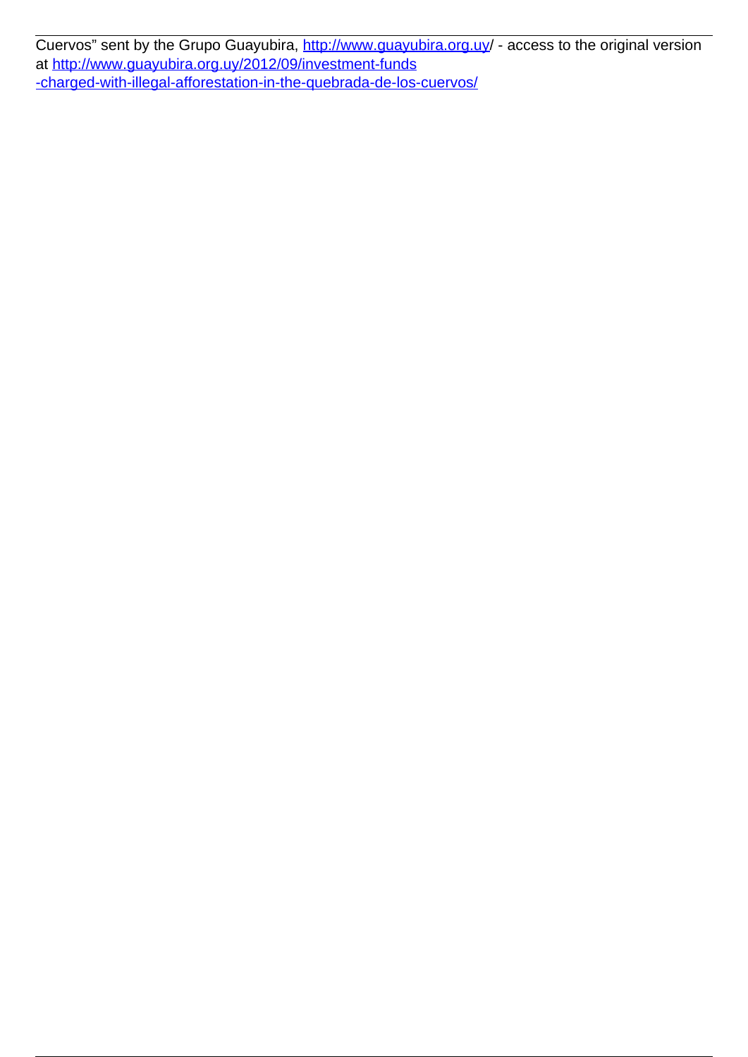Cuervos" sent by the Grupo Guayubira, http://www.guayubira.org.uy/ - access to the original version at http://www.guayubira.org.uy/2012/09/investment-funds-charged-with-illegal-afforestation-in-the-quebrada-de-los-cuervos/